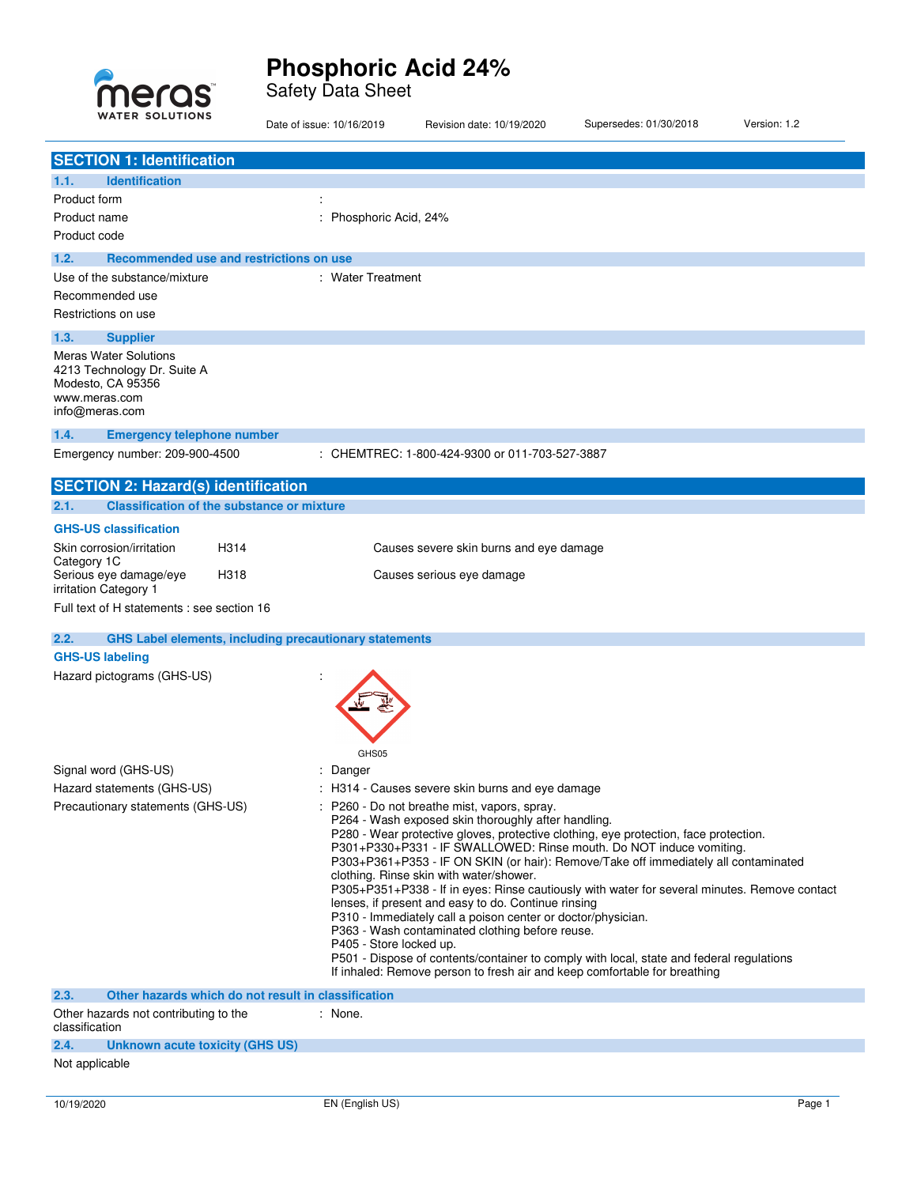# Phosphoric Acid 24%

Safety Data Sheet

Date of issue: 10/16/2019 Revision date: 10/19/2020 Supersedes: 01/30/2018 Version: 1.2

## SECTION 1: Identification

### 1.1. Identification

Product form :

Product name : Phosphoric Acid, 24%

Product code

### 1.2. Recommended use and restrictions on use

Use of the substance/mixture : Water Treatment

Recommended use

Restrictions on use

### 1.3. Supplier

Meras Water Solutions
4213 Technology Dr. Suite A
Modesto, CA 95356
www.meras.com
info@meras.com

### 1.4. Emergency telephone number

Emergency number: 209-900-4500 : CHEMTREC: 1-800-424-9300 or 011-703-527-3887

## SECTION 2: Hazard(s) identification

### 2.1. Classification of the substance or mixture

**GHS-US classification**

| | | |
|---|---|---|
| Skin corrosion/irritation Category 1C | H314 | Causes severe skin burns and eye damage |
| Serious eye damage/eye irritation Category 1 | H318 | Causes serious eye damage |

Full text of H statements : see section 16

### 2.2. GHS Label elements, including precautionary statements

**GHS-US labeling**

Hazard pictograms (GHS-US) :

GHS05

Signal word (GHS-US) : Danger

Hazard statements (GHS-US) : H314 - Causes severe skin burns and eye damage

Precautionary statements (GHS-US) :
P260 - Do not breathe mist, vapors, spray.
P264 - Wash exposed skin thoroughly after handling.
P280 - Wear protective gloves, protective clothing, eye protection, face protection.
P301+P330+P331 - IF SWALLOWED: Rinse mouth. Do NOT induce vomiting.
P303+P361+P353 - IF ON SKIN (or hair): Remove/Take off immediately all contaminated clothing. Rinse skin with water/shower.
P305+P351+P338 - If in eyes: Rinse cautiously with water for several minutes. Remove contact lenses, if present and easy to do. Continue rinsing
P310 - Immediately call a poison center or doctor/physician.
P363 - Wash contaminated clothing before reuse.
P405 - Store locked up.
P501 - Dispose of contents/container to comply with local, state and federal regulations
If inhaled: Remove person to fresh air and keep comfortable for breathing

### 2.3. Other hazards which do not result in classification

Other hazards not contributing to the classification : None.

### 2.4. Unknown acute toxicity (GHS US)

Not applicable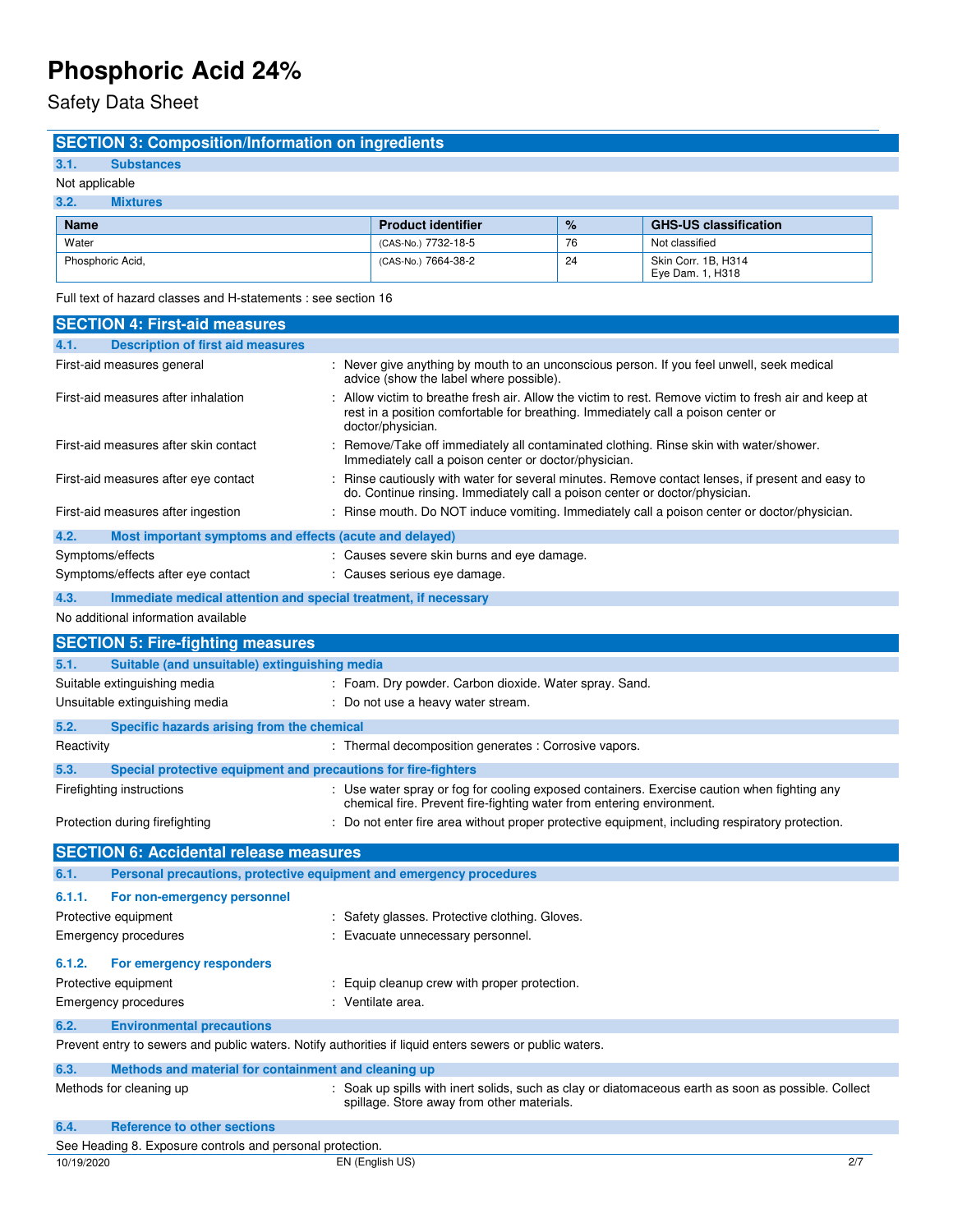# Phosphoric Acid 24%

Safety Data Sheet

## SECTION 3: Composition/Information on ingredients

### 3.1. Substances

Not applicable

### 3.2. Mixtures

| Name | Product identifier | % | GHS-US classification |
|---|---|---|---|
| Water | (CAS-No.) 7732-18-5 | 76 | Not classified |
| Phosphoric Acid, | (CAS-No.) 7664-38-2 | 24 | Skin Corr. 1B, H314<br>Eye Dam. 1, H318 |

Full text of hazard classes and H-statements : see section 16

## SECTION 4: First-aid measures

### 4.1. Description of first aid measures

First-aid measures general : Never give anything by mouth to an unconscious person. If you feel unwell, seek medical advice (show the label where possible).

First-aid measures after inhalation : Allow victim to breathe fresh air. Allow the victim to rest. Remove victim to fresh air and keep at rest in a position comfortable for breathing. Immediately call a poison center or doctor/physician.

First-aid measures after skin contact : Remove/Take off immediately all contaminated clothing. Rinse skin with water/shower. Immediately call a poison center or doctor/physician.

First-aid measures after eye contact : Rinse cautiously with water for several minutes. Remove contact lenses, if present and easy to do. Continue rinsing. Immediately call a poison center or doctor/physician.

First-aid measures after ingestion : Rinse mouth. Do NOT induce vomiting. Immediately call a poison center or doctor/physician.

### 4.2. Most important symptoms and effects (acute and delayed)

Symptoms/effects : Causes severe skin burns and eye damage.

Symptoms/effects after eye contact : Causes serious eye damage.

### 4.3. Immediate medical attention and special treatment, if necessary

No additional information available

## SECTION 5: Fire-fighting measures

### 5.1. Suitable (and unsuitable) extinguishing media

Suitable extinguishing media : Foam. Dry powder. Carbon dioxide. Water spray. Sand.

Unsuitable extinguishing media : Do not use a heavy water stream.

### 5.2. Specific hazards arising from the chemical

Reactivity : Thermal decomposition generates : Corrosive vapors.

### 5.3. Special protective equipment and precautions for fire-fighters

Firefighting instructions : Use water spray or fog for cooling exposed containers. Exercise caution when fighting any chemical fire. Prevent fire-fighting water from entering environment.

Protection during firefighting : Do not enter fire area without proper protective equipment, including respiratory protection.

## SECTION 6: Accidental release measures

### 6.1. Personal precautions, protective equipment and emergency procedures

#### 6.1.1. For non-emergency personnel

Protective equipment : Safety glasses. Protective clothing. Gloves.

Emergency procedures : Evacuate unnecessary personnel.

#### 6.1.2. For emergency responders

Protective equipment : Equip cleanup crew with proper protection.

Emergency procedures : Ventilate area.

### 6.2. Environmental precautions

Prevent entry to sewers and public waters. Notify authorities if liquid enters sewers or public waters.

### 6.3. Methods and material for containment and cleaning up

Methods for cleaning up : Soak up spills with inert solids, such as clay or diatomaceous earth as soon as possible. Collect spillage. Store away from other materials.

### 6.4. Reference to other sections

See Heading 8. Exposure controls and personal protection.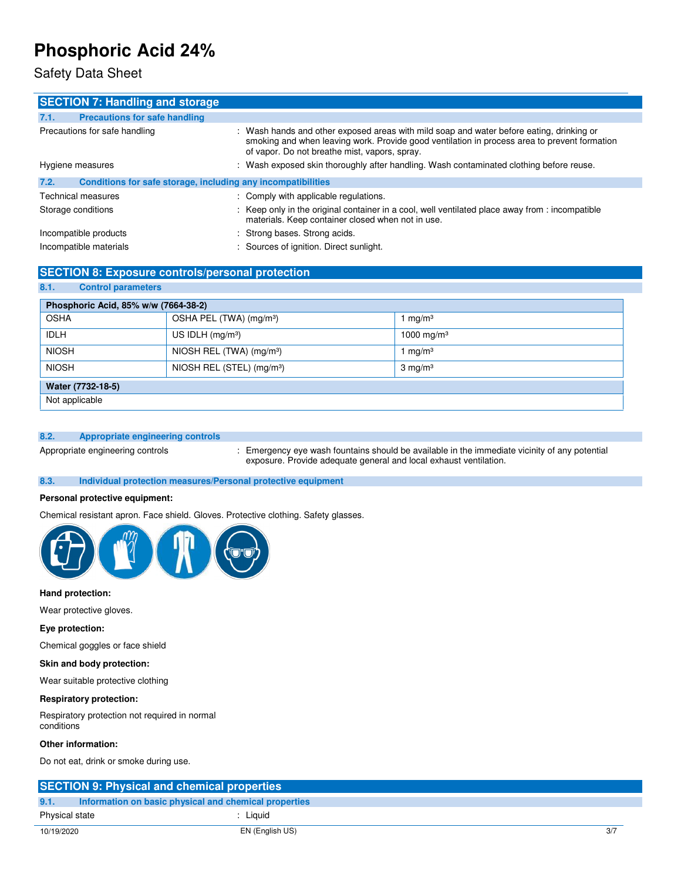## SECTION 7: Handling and storage

### 7.1. Precautions for safe handling

Precautions for safe handling : Wash hands and other exposed areas with mild soap and water before eating, drinking or smoking and when leaving work. Provide good ventilation in process area to prevent formation of vapor. Do not breathe mist, vapors, spray.

Hygiene measures : Wash exposed skin thoroughly after handling. Wash contaminated clothing before reuse.

### 7.2. Conditions for safe storage, including any incompatibilities

Technical measures : Comply with applicable regulations.

Storage conditions : Keep only in the original container in a cool, well ventilated place away from : incompatible materials. Keep container closed when not in use.

Incompatible products : Strong bases. Strong acids.

Incompatible materials : Sources of ignition. Direct sunlight.

## SECTION 8: Exposure controls/personal protection

### 8.1. Control parameters

| Phosphoric Acid, 85% w/w (7664-38-2) | | |
|---|---|---|
| OSHA | OSHA PEL (TWA) ($mg/m^3$) | 1 $mg/m^3$ |
| IDLH | US IDLH ($mg/m^3$) | 1000 $mg/m^3$ |
| NIOSH | NIOSH REL (TWA) ($mg/m^3$) | 1 $mg/m^3$ |
| NIOSH | NIOSH REL (STEL) ($mg/m^3$) | 3 $mg/m^3$ |

| Water (7732-18-5) |
|---|
| Not applicable |

### 8.2. Appropriate engineering controls

Appropriate engineering controls : Emergency eye wash fountains should be available in the immediate vicinity of any potential exposure. Provide adequate general and local exhaust ventilation.

### 8.3. Individual protection measures/Personal protective equipment

**Personal protective equipment:**

Chemical resistant apron. Face shield. Gloves. Protective clothing. Safety glasses.

**Hand protection:**

Wear protective gloves.

**Eye protection:**

Chemical goggles or face shield

**Skin and body protection:**

Wear suitable protective clothing

**Respiratory protection:**

Respiratory protection not required in normal conditions

**Other information:**

Do not eat, drink or smoke during use.

## SECTION 9: Physical and chemical properties

### 9.1. Information on basic physical and chemical properties

Physical state : Liquid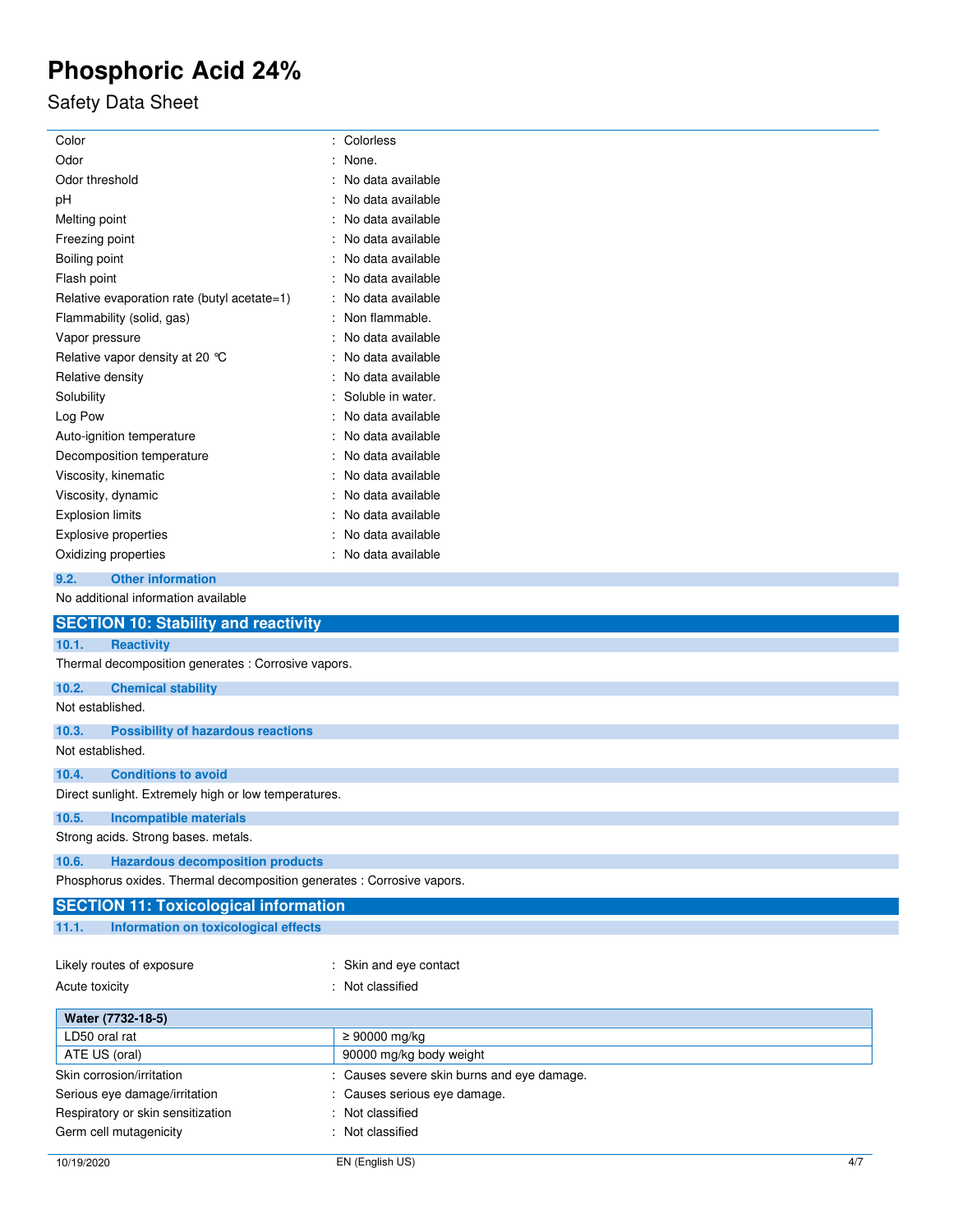| | |
|---|---|
| Color | : Colorless |
| Odor | : None. |
| Odor threshold | : No data available |
| pH | : No data available |
| Melting point | : No data available |
| Freezing point | : No data available |
| Boiling point | : No data available |
| Flash point | : No data available |
| Relative evaporation rate (butyl acetate=1) | : No data available |
| Flammability (solid, gas) | : Non flammable. |
| Vapor pressure | : No data available |
| Relative vapor density at 20 °C | : No data available |
| Relative density | : No data available |
| Solubility | : Soluble in water. |
| Log Pow | : No data available |
| Auto-ignition temperature | : No data available |
| Decomposition temperature | : No data available |
| Viscosity, kinematic | : No data available |
| Viscosity, dynamic | : No data available |
| Explosion limits | : No data available |
| Explosive properties | : No data available |
| Oxidizing properties | : No data available |

### 9.2. Other information

No additional information available

## SECTION 10: Stability and reactivity

### 10.1. Reactivity

Thermal decomposition generates : Corrosive vapors.

### 10.2. Chemical stability

Not established.

### 10.3. Possibility of hazardous reactions

Not established.

### 10.4. Conditions to avoid

Direct sunlight. Extremely high or low temperatures.

### 10.5. Incompatible materials

Strong acids. Strong bases. metals.

### 10.6. Hazardous decomposition products

Phosphorus oxides. Thermal decomposition generates : Corrosive vapors.

## SECTION 11: Toxicological information

### 11.1. Information on toxicological effects

| | |
|---|---|
| Likely routes of exposure | : Skin and eye contact |
| Acute toxicity | : Not classified |

| Water (7732-18-5) | |
|---|---|
| LD50 oral rat | ≥ 90000 mg/kg |
| ATE US (oral) | 90000 mg/kg body weight |

| | |
|---|---|
| Skin corrosion/irritation | : Causes severe skin burns and eye damage. |
| Serious eye damage/irritation | : Causes serious eye damage. |
| Respiratory or skin sensitization | : Not classified |
| Germ cell mutagenicity | : Not classified |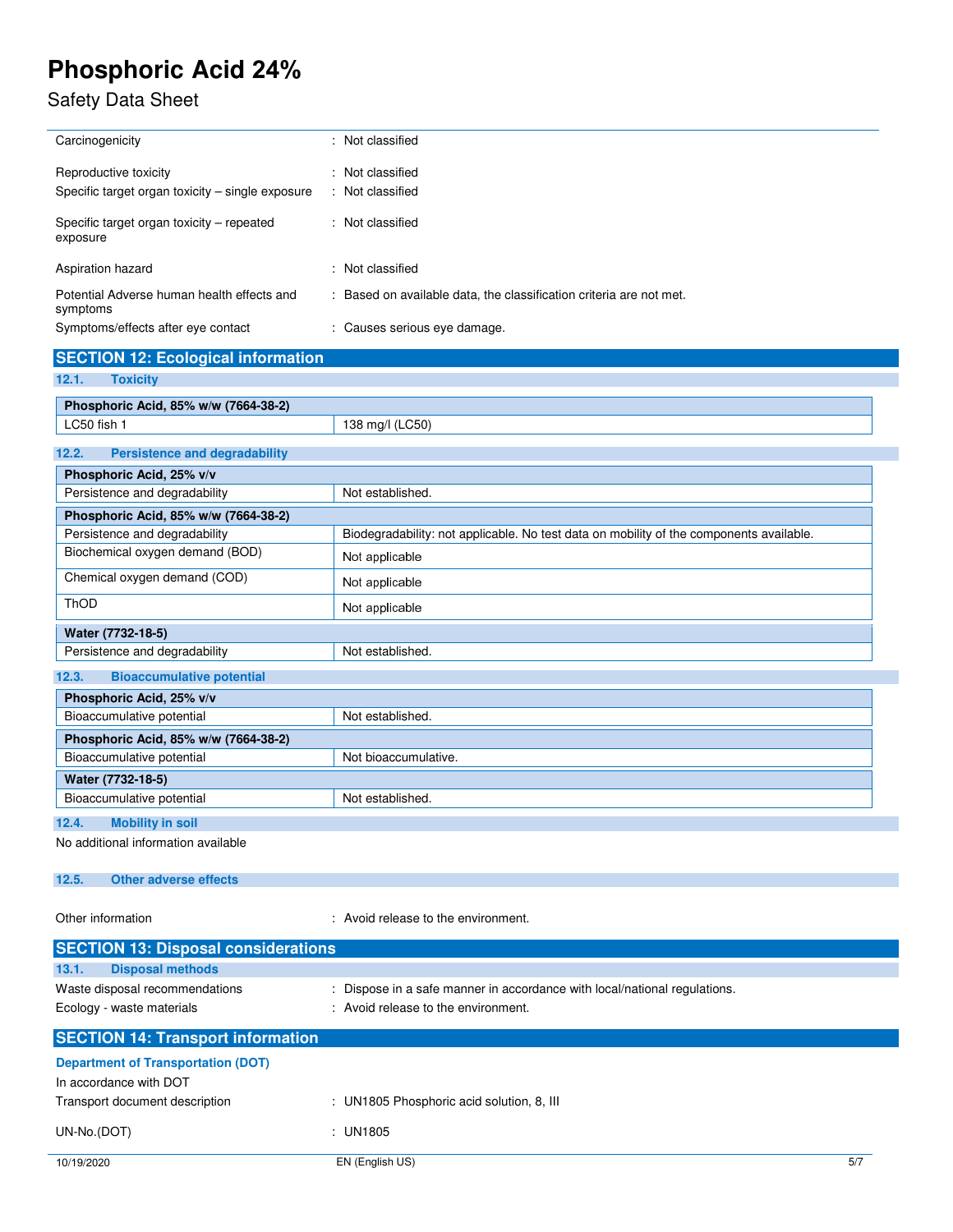| | |
|---|---|
| Carcinogenicity | : Not classified |
| Reproductive toxicity | : Not classified |
| Specific target organ toxicity – single exposure | : Not classified |
| Specific target organ toxicity – repeated exposure | : Not classified |
| Aspiration hazard | : Not classified |
| Potential Adverse human health effects and symptoms | : Based on available data, the classification criteria are not met. |
| Symptoms/effects after eye contact | : Causes serious eye damage. |

## SECTION 12: Ecological information

### 12.1. Toxicity

| Phosphoric Acid, 85% w/w (7664-38-2) | |
|---|---|
| LC50 fish 1 | 138 mg/l (LC50) |

### 12.2. Persistence and degradability

| Phosphoric Acid, 25% v/v | |
|---|---|
| Persistence and degradability | Not established. |

| Phosphoric Acid, 85% w/w (7664-38-2) | |
|---|---|
| Persistence and degradability | Biodegradability: not applicable. No test data on mobility of the components available. |
| Biochemical oxygen demand (BOD) | Not applicable |
| Chemical oxygen demand (COD) | Not applicable |
| ThOD | Not applicable |

| Water (7732-18-5) | |
|---|---|
| Persistence and degradability | Not established. |

### 12.3. Bioaccumulative potential

| Phosphoric Acid, 25% v/v | |
|---|---|
| Bioaccumulative potential | Not established. |

| Phosphoric Acid, 85% w/w (7664-38-2) | |
|---|---|
| Bioaccumulative potential | Not bioaccumulative. |

| Water (7732-18-5) | |
|---|---|
| Bioaccumulative potential | Not established. |

### 12.4. Mobility in soil

No additional information available

### 12.5. Other adverse effects

| | |
|---|---|
| Other information | : Avoid release to the environment. |

## SECTION 13: Disposal considerations

### 13.1. Disposal methods

| | |
|---|---|
| Waste disposal recommendations | : Dispose in a safe manner in accordance with local/national regulations. |
| Ecology - waste materials | : Avoid release to the environment. |

## SECTION 14: Transport information

### Department of Transportation (DOT)

In accordance with DOT

| | |
|---|---|
| Transport document description | : UN1805 Phosphoric acid solution, 8, III |
| UN-No.(DOT) | : UN1805 |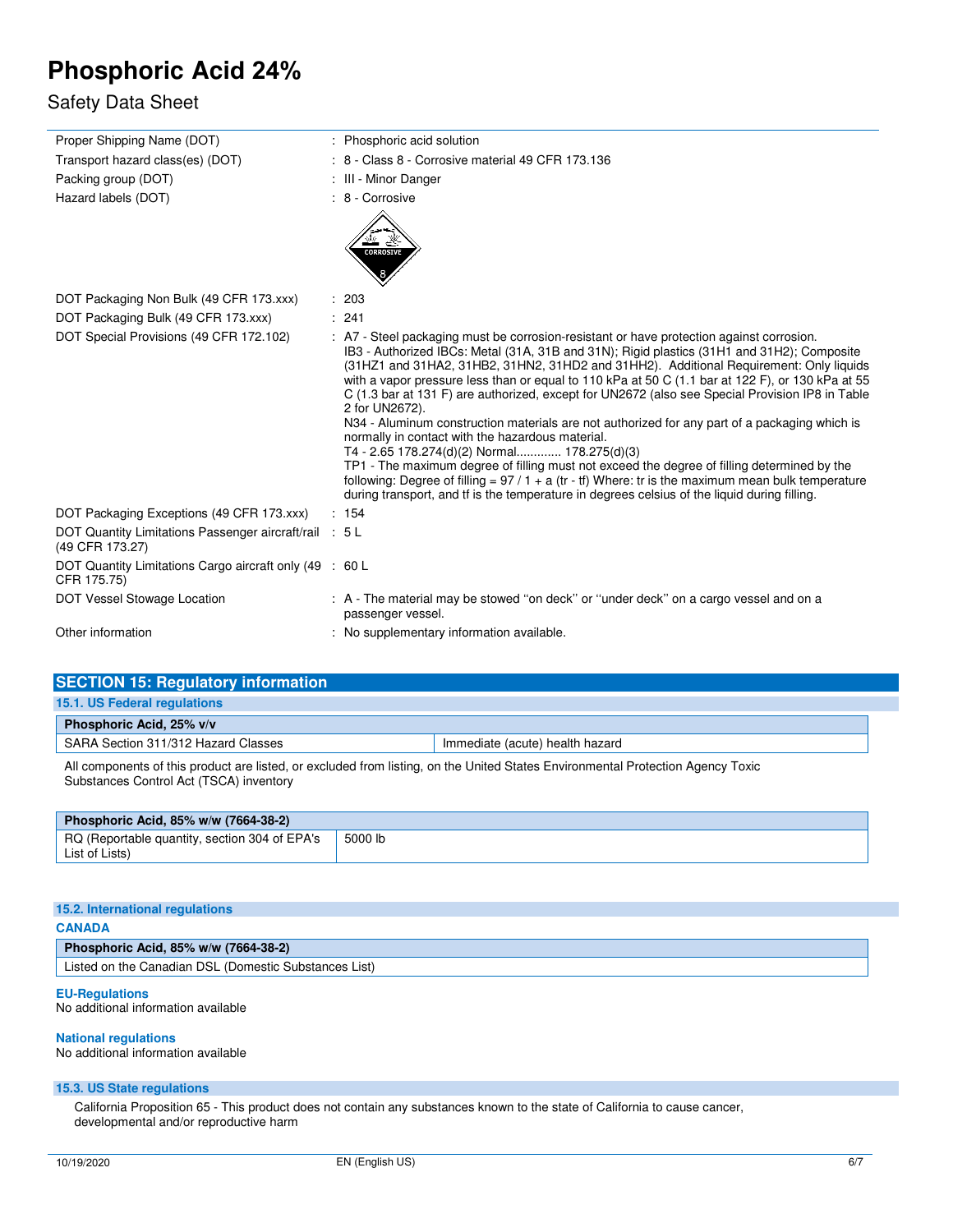| | |
|---|---|
| Proper Shipping Name (DOT) | : Phosphoric acid solution |
| Transport hazard class(es) (DOT) | : 8 - Class 8 - Corrosive material 49 CFR 173.136 |
| Packing group (DOT) | : III - Minor Danger |
| Hazard labels (DOT) | : 8 - Corrosive |
| DOT Packaging Non Bulk (49 CFR 173.xxx) | : 203 |
| DOT Packaging Bulk (49 CFR 173.xxx) | : 241 |
| DOT Special Provisions (49 CFR 172.102) | : A7 - Steel packaging must be corrosion-resistant or have protection against corrosion. IB3 - Authorized IBCs: Metal (31A, 31B and 31N); Rigid plastics (31H1 and 31H2); Composite (31HZ1 and 31HA2, 31HB2, 31HN2, 31HD2 and 31HH2). Additional Requirement: Only liquids with a vapor pressure less than or equal to 110 kPa at 50 C (1.1 bar at 122 F), or 130 kPa at 55 C (1.3 bar at 131 F) are authorized, except for UN2672 (also see Special Provision IP8 in Table 2 for UN2672). N34 - Aluminum construction materials are not authorized for any part of a packaging which is normally in contact with the hazardous material. T4 - 2.65 178.274(d)(2) Normal............ 178.275(d)(3) TP1 - The maximum degree of filling must not exceed the degree of filling determined by the following: Degree of filling = 97 / 1 + a (tr - tf) Where: tr is the maximum mean bulk temperature during transport, and tf is the temperature in degrees celsius of the liquid during filling. |
| DOT Packaging Exceptions (49 CFR 173.xxx) | : 154 |
| DOT Quantity Limitations Passenger aircraft/rail (49 CFR 173.27) | : 5 L |
| DOT Quantity Limitations Cargo aircraft only (49 CFR 175.75) | : 60 L |
| DOT Vessel Stowage Location | : A - The material may be stowed "on deck" or "under deck" on a cargo vessel and on a passenger vessel. |
| Other information | : No supplementary information available. |

## SECTION 15: Regulatory information

### 15.1. US Federal regulations

| Phosphoric Acid, 25% v/v | |
|---|---|
| SARA Section 311/312 Hazard Classes | Immediate (acute) health hazard |

All components of this product are listed, or excluded from listing, on the United States Environmental Protection Agency Toxic Substances Control Act (TSCA) inventory

| Phosphoric Acid, 85% w/w (7664-38-2) | |
|---|---|
| RQ (Reportable quantity, section 304 of EPA's List of Lists) | 5000 lb |

### 15.2. International regulations

**CANADA**

| Phosphoric Acid, 85% w/w (7664-38-2) |
|---|
| Listed on the Canadian DSL (Domestic Substances List) |

**EU-Regulations**

No additional information available

**National regulations**

No additional information available

### 15.3. US State regulations

California Proposition 65 - This product does not contain any substances known to the state of California to cause cancer, developmental and/or reproductive harm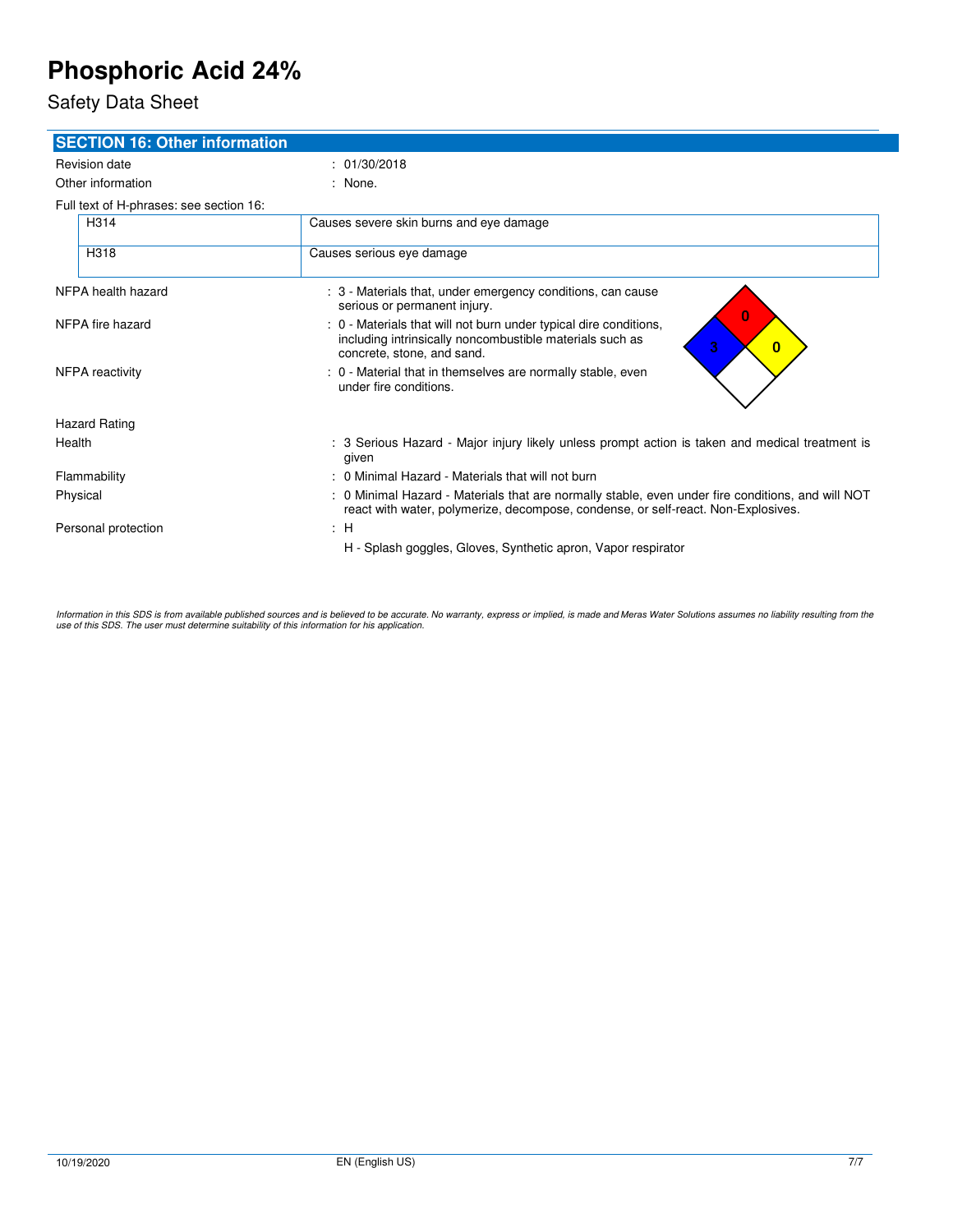# Phosphoric Acid 24%

Safety Data Sheet

## SECTION 16: Other information

Revision date : 01/30/2018

Other information : None.

Full text of H-phrases: see section 16:

| | |
|---|---|
| H314 | Causes severe skin burns and eye damage |
| H318 | Causes serious eye damage |

NFPA health hazard : 3 - Materials that, under emergency conditions, can cause serious or permanent injury.

NFPA fire hazard : 0 - Materials that will not burn under typical dire conditions, including intrinsically noncombustible materials such as concrete, stone, and sand.

NFPA reactivity : 0 - Material that in themselves are normally stable, even under fire conditions.

0

3

0

Hazard Rating

Health : 3 Serious Hazard - Major injury likely unless prompt action is taken and medical treatment is given

Flammability : 0 Minimal Hazard - Materials that will not burn

Physical : 0 Minimal Hazard - Materials that are normally stable, even under fire conditions, and will NOT react with water, polymerize, decompose, condense, or self-react. Non-Explosives.

Personal protection : H

H - Splash goggles, Gloves, Synthetic apron, Vapor respirator

*Information in this SDS is from available published sources and is believed to be accurate. No warranty, express or implied, is made and Meras Water Solutions assumes no liability resulting from the use of this SDS. The user must determine suitability of this information for his application.*